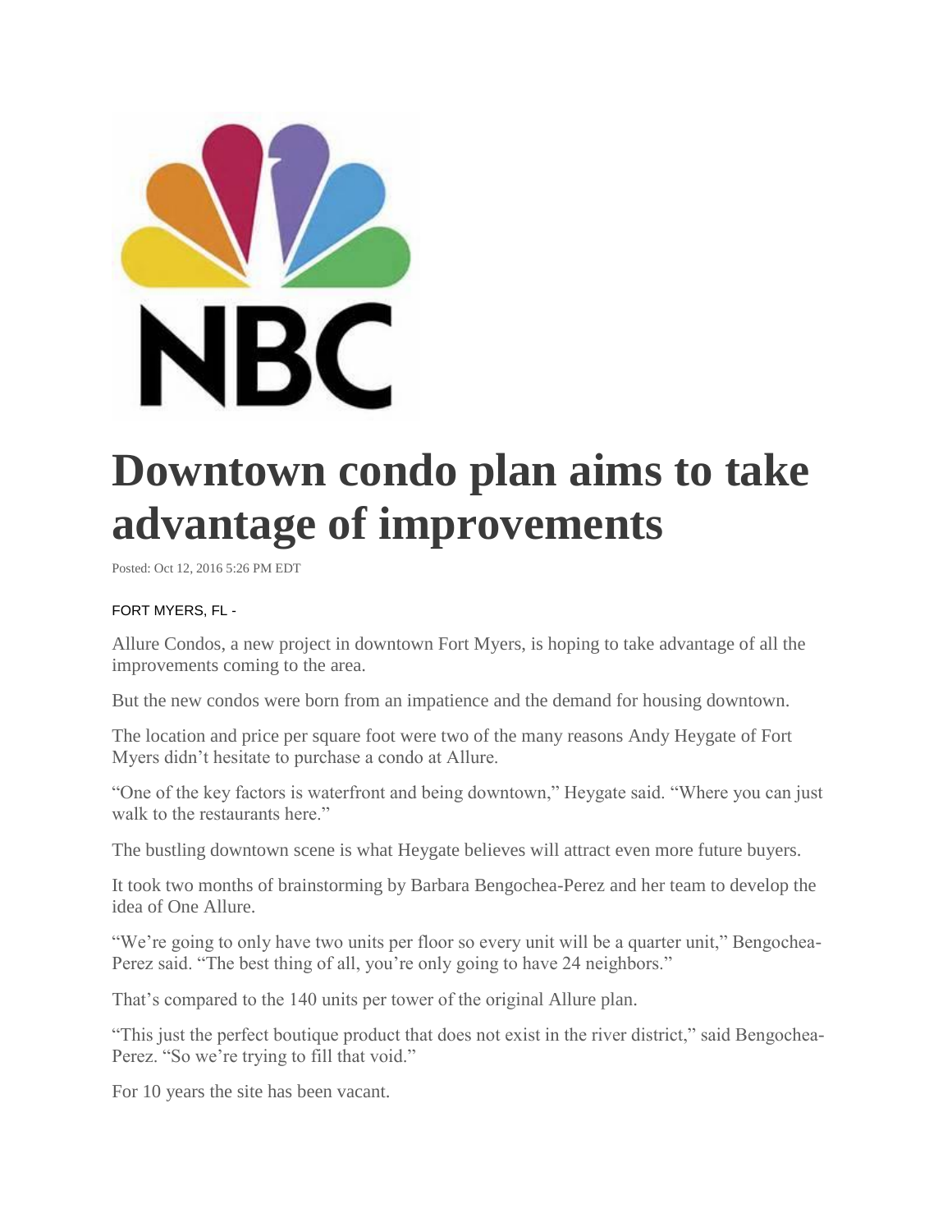# Downtown condo plan aims to take advantage of improvements

Posted: Oct 12, 2016 5:26 PM EDT

FORT MYERS, FL -

Allure Condos, a new project in downtown Fort Myers, is hoping to take advantage of all the improvements coming to the area.

But the new condos were born from an impatience and the demand for housing downtown.

The location and price per square foot were two of the many reasons Andy Heygate of Fort Myers didn't hesitate to purchase a condo at Allure.

"One of the key factors is waterfront and being downtown," Heygate said. "Where you can just walk to the restaurants here."

The bustling downtown scene is what Heygate believes will attract even more future buyers.

It took two months of brainstorming by Barbara Bengochea-Perez and her team to develop the idea of One Allure.

"We're going to only have two units per floor so every unit will be a quarter unit," Bengochea-Perez said. "The best thing of all, you're only going to have 24 neighbors."

That's compared to the 140 units per tower of the original Allure plan.

"This just the perfect boutique product that does not exist in the river district," said Bengochea-Perez. "So we're trying to fill that void."

For 10 years the site has been vacant.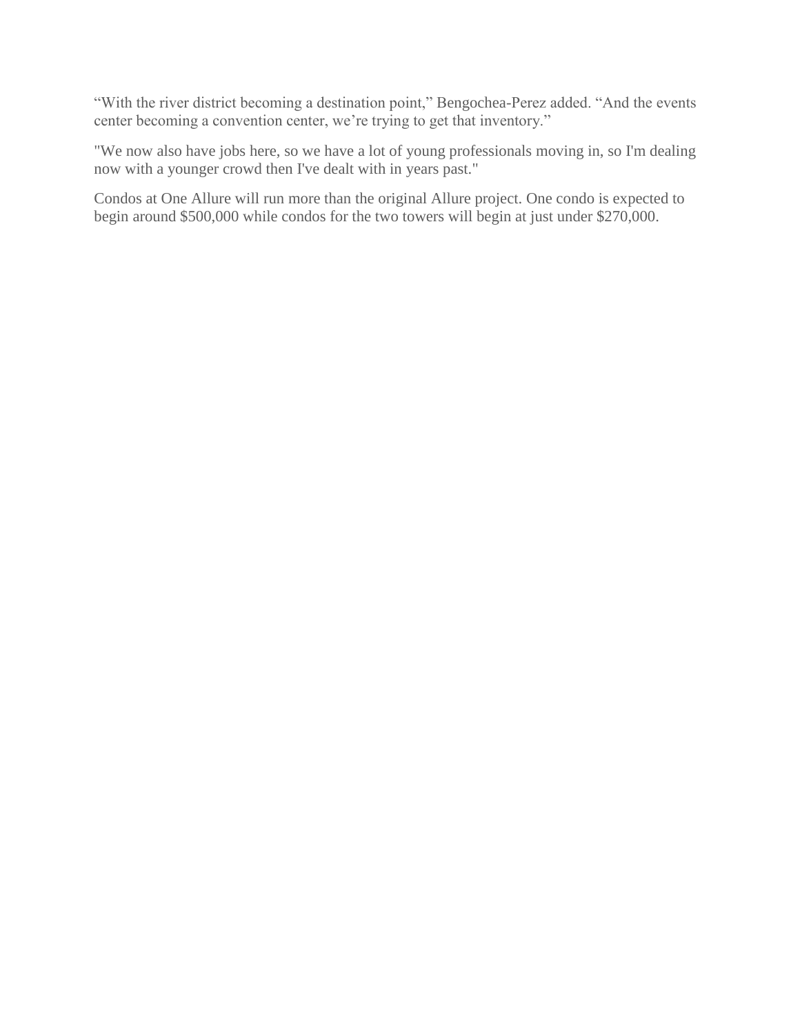“With the river district becoming a destination point,” Bengochea-Perez added. “And the events center becoming a convention center, we’re trying to get that inventory.”

"We now also have jobs here, so we have a lot of young professionals moving in, so I'm dealing now with a younger crowd then I've dealt with in years past."

Condos at One Allure will run more than the original Allure project. One condo is expected to begin around $500,000 while condos for the two towers will begin at just under $270,000.